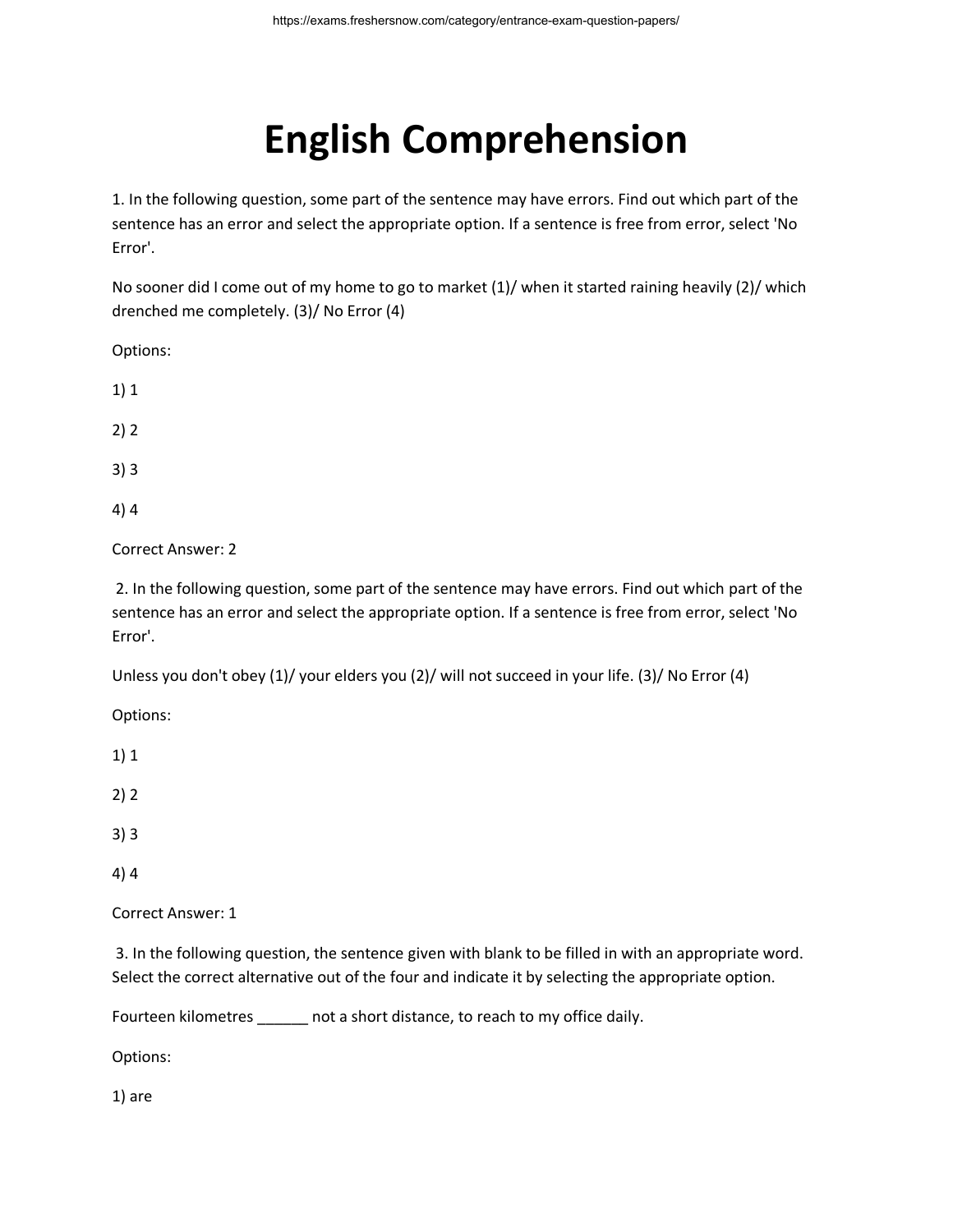# English Comprehension

1. In the following question, some part of the sentence may have errors. Find out which part of the sentence has an error and select the appropriate option. If a sentence is free from error, select 'No Error'.

No sooner did I come out of my home to go to market (1)/ when it started raining heavily (2)/ which drenched me completely. (3)/ No Error (4)

Options:

1) 1

2) 2

3) 3

4) 4

Correct Answer: 2

2. In the following question, some part of the sentence may have errors. Find out which part of the sentence has an error and select the appropriate option. If a sentence is free from error, select 'No Error'.

Unless you don't obey (1)/ your elders you (2)/ will not succeed in your life. (3)/ No Error (4)

Options:

1) 1

2) 2

3) 3

4) 4

Correct Answer: 1

3. In the following question, the sentence given with blank to be filled in with an appropriate word. Select the correct alternative out of the four and indicate it by selecting the appropriate option.

Fourteen kilometres ______ not a short distance, to reach to my office daily.

Options:

1) are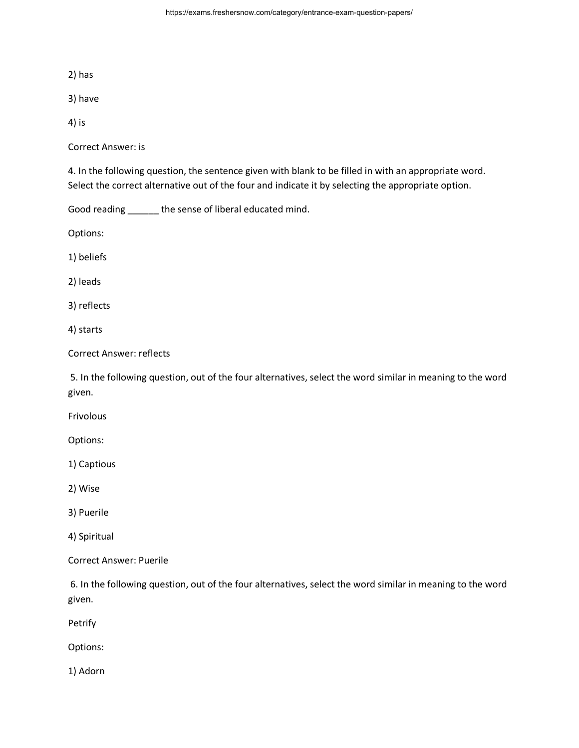2) has

3) have

4) is

Correct Answer: is

4. In the following question, the sentence given with blank to be filled in with an appropriate word. Select the correct alternative out of the four and indicate it by selecting the appropriate option.

Good reading ______ the sense of liberal educated mind.

Options:

1) beliefs

2) leads

3) reflects

4) starts

Correct Answer: reflects

5. In the following question, out of the four alternatives, select the word similar in meaning to the word given.

Frivolous

Options:

1) Captious

2) Wise

3) Puerile

4) Spiritual

Correct Answer: Puerile

6. In the following question, out of the four alternatives, select the word similar in meaning to the word given.

Petrify

Options:

1) Adorn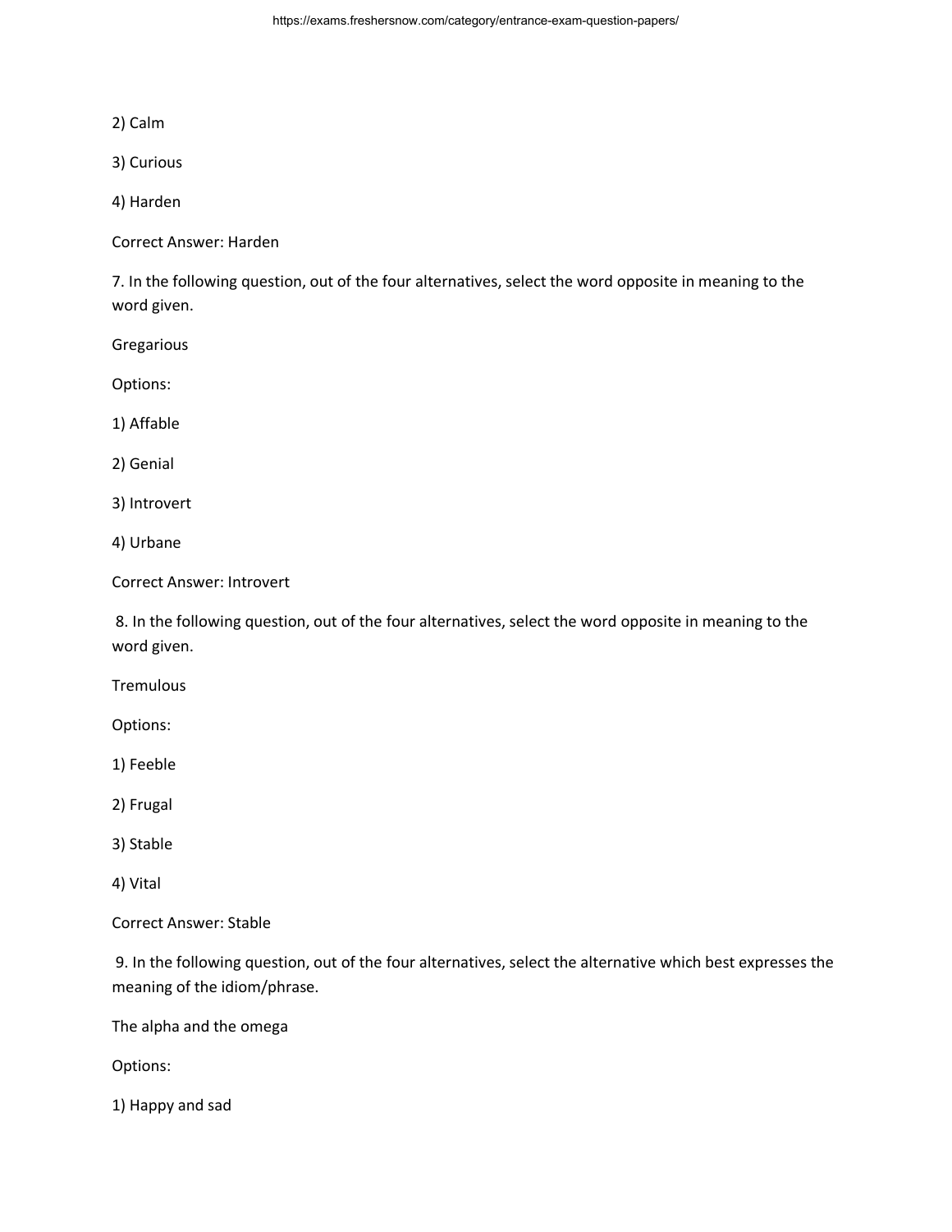2) Calm

3) Curious

4) Harden

Correct Answer: Harden

7. In the following question, out of the four alternatives, select the word opposite in meaning to the word given.

Gregarious

Options:

1) Affable

2) Genial

3) Introvert

4) Urbane

Correct Answer: Introvert

8. In the following question, out of the four alternatives, select the word opposite in meaning to the word given.

Tremulous

Options:

1) Feeble

2) Frugal

3) Stable

4) Vital

Correct Answer: Stable

9. In the following question, out of the four alternatives, select the alternative which best expresses the meaning of the idiom/phrase.

The alpha and the omega

Options:

1) Happy and sad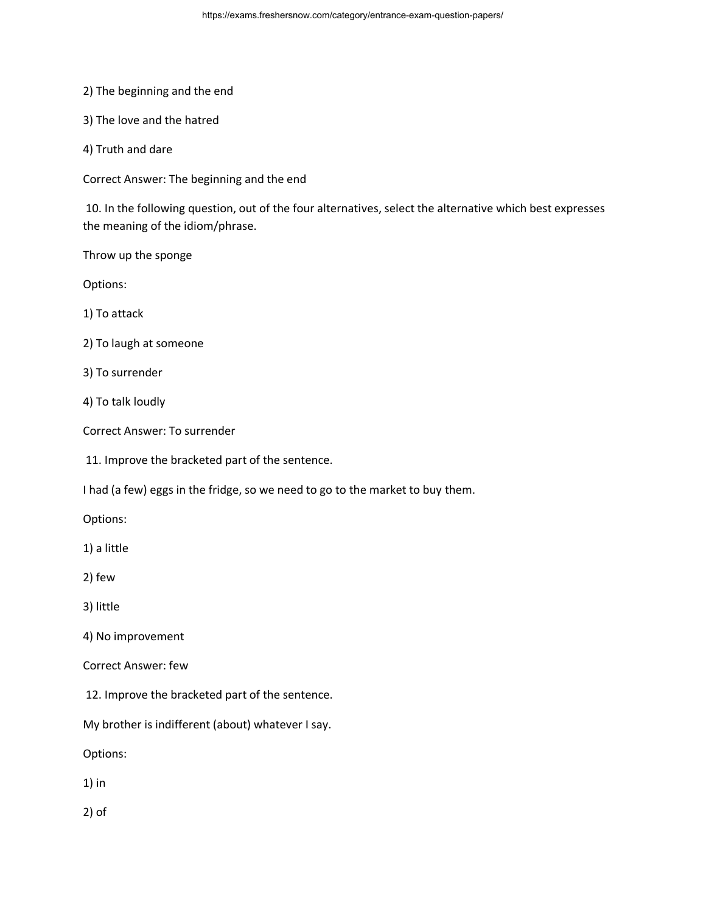2) The beginning and the end

3) The love and the hatred

4) Truth and dare

Correct Answer: The beginning and the end

10. In the following question, out of the four alternatives, select the alternative which best expresses the meaning of the idiom/phrase.

Throw up the sponge

Options:

1) To attack

2) To laugh at someone

3) To surrender

4) To talk loudly

Correct Answer: To surrender

11. Improve the bracketed part of the sentence.

I had (a few) eggs in the fridge, so we need to go to the market to buy them.

Options:

1) a little

2) few

3) little

4) No improvement

Correct Answer: few

12. Improve the bracketed part of the sentence.

My brother is indifferent (about) whatever I say.

Options:

1) in

2) of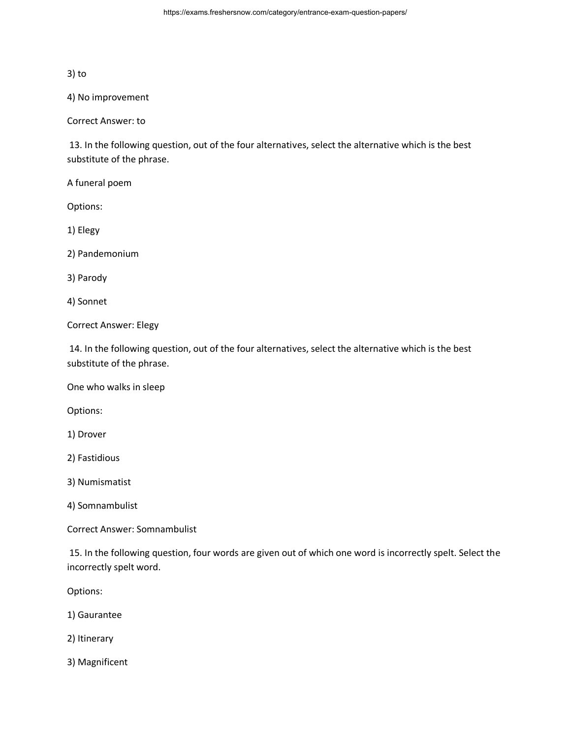3) to

4) No improvement

Correct Answer: to

13. In the following question, out of the four alternatives, select the alternative which is the best substitute of the phrase.

A funeral poem

Options:

1) Elegy

2) Pandemonium

3) Parody

4) Sonnet

Correct Answer: Elegy

14. In the following question, out of the four alternatives, select the alternative which is the best substitute of the phrase.

One who walks in sleep

Options:

1) Drover

2) Fastidious

3) Numismatist

4) Somnambulist

Correct Answer: Somnambulist

15. In the following question, four words are given out of which one word is incorrectly spelt. Select the incorrectly spelt word.

Options:

1) Gaurantee

2) Itinerary

3) Magnificent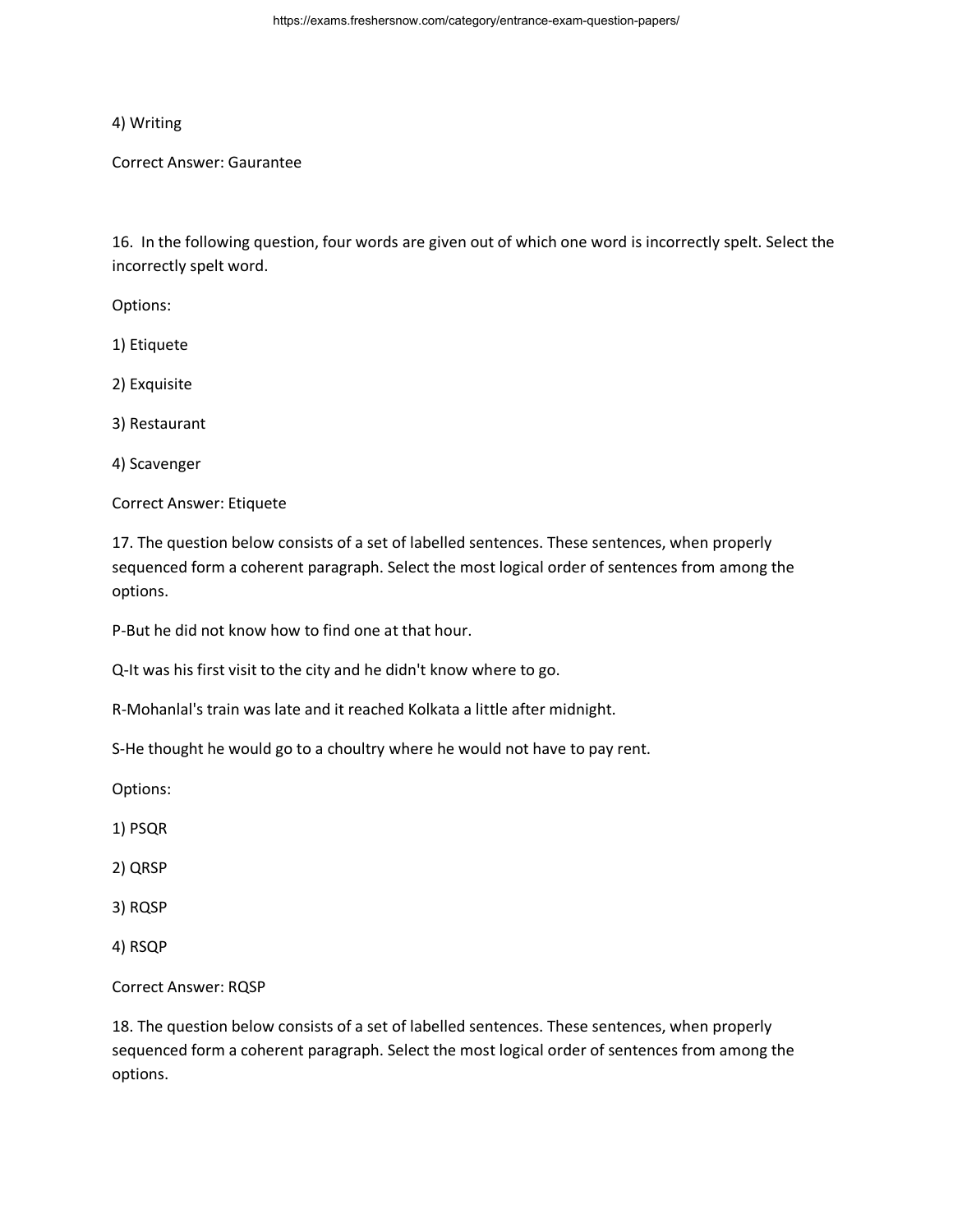4) Writing

Correct Answer: Gaurantee

16. In the following question, four words are given out of which one word is incorrectly spelt. Select the incorrectly spelt word.

Options:

1) Etiquete

2) Exquisite

3) Restaurant

4) Scavenger

Correct Answer: Etiquete

17. The question below consists of a set of labelled sentences. These sentences, when properly sequenced form a coherent paragraph. Select the most logical order of sentences from among the options.

P-But he did not know how to find one at that hour.

Q-It was his first visit to the city and he didn't know where to go.

R-Mohanlal's train was late and it reached Kolkata a little after midnight.

S-He thought he would go to a choultry where he would not have to pay rent.

Options:

1) PSQR

2) QRSP

3) RQSP

4) RSQP

Correct Answer: RQSP

18. The question below consists of a set of labelled sentences. These sentences, when properly sequenced form a coherent paragraph. Select the most logical order of sentences from among the options.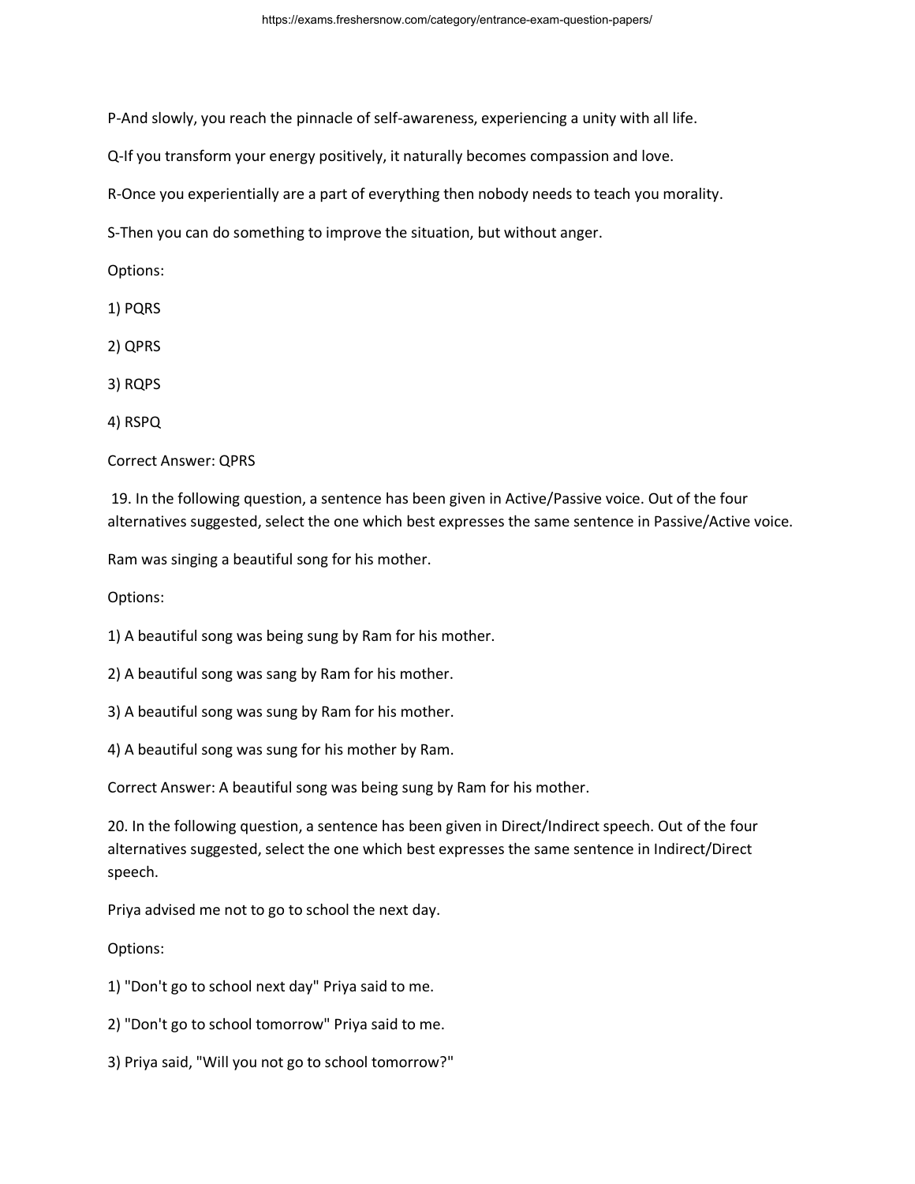P-And slowly, you reach the pinnacle of self-awareness, experiencing a unity with all life.

Q-If you transform your energy positively, it naturally becomes compassion and love.

R-Once you experientially are a part of everything then nobody needs to teach you morality.

S-Then you can do something to improve the situation, but without anger.

Options:

1) PQRS

2) QPRS

3) RQPS

4) RSPQ

Correct Answer: QPRS

19. In the following question, a sentence has been given in Active/Passive voice. Out of the four alternatives suggested, select the one which best expresses the same sentence in Passive/Active voice.

Ram was singing a beautiful song for his mother.

Options:

1) A beautiful song was being sung by Ram for his mother.

2) A beautiful song was sang by Ram for his mother.

3) A beautiful song was sung by Ram for his mother.

4) A beautiful song was sung for his mother by Ram.

Correct Answer: A beautiful song was being sung by Ram for his mother.

20. In the following question, a sentence has been given in Direct/Indirect speech. Out of the four alternatives suggested, select the one which best expresses the same sentence in Indirect/Direct speech.

Priya advised me not to go to school the next day.

Options:

1) "Don't go to school next day" Priya said to me.

2) "Don't go to school tomorrow" Priya said to me.

3) Priya said, "Will you not go to school tomorrow?"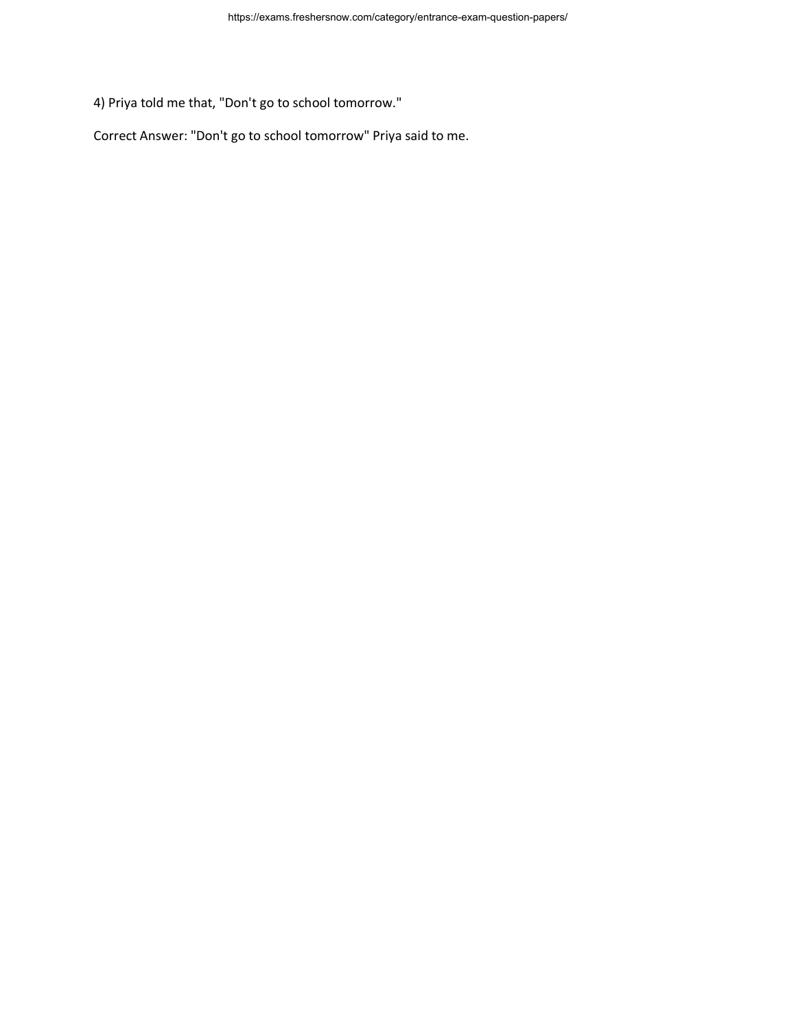4) Priya told me that, "Don't go to school tomorrow."

Correct Answer: "Don't go to school tomorrow" Priya said to me.